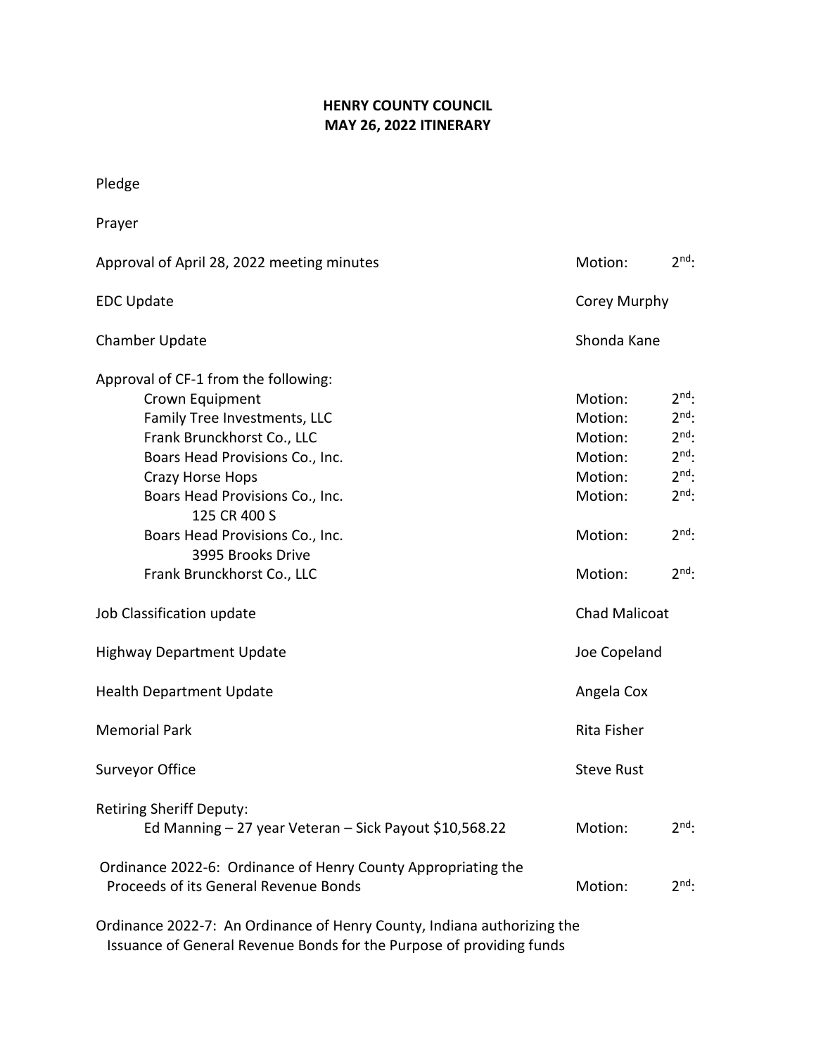# HENRY COUNTY COUNCIL
# MAY 26, 2022 ITINERARY

Pledge

Prayer

| | | |
|---|---|---|
| Approval of April 28, 2022 meeting minutes | Motion: | 2nd: |
| EDC Update | Corey Murphy | |
| Chamber Update | Shonda Kane | |
| Approval of CF-1 from the following: | | |
| Crown Equipment | Motion: | 2nd: |
| Family Tree Investments, LLC | Motion: | 2nd: |
| Frank Brunckhorst Co., LLC | Motion: | 2nd: |
| Boars Head Provisions Co., Inc. | Motion: | 2nd: |
| Crazy Horse Hops | Motion: | 2nd: |
| Boars Head Provisions Co., Inc. 125 CR 400 S | Motion: | 2nd: |
| Boars Head Provisions Co., Inc. 3995 Brooks Drive | Motion: | 2nd: |
| Frank Brunckhorst Co., LLC | Motion: | 2nd: |
| Job Classification update | Chad Malicoat | |
| Highway Department Update | Joe Copeland | |
| Health Department Update | Angela Cox | |
| Memorial Park | Rita Fisher | |
| Surveyor Office | Steve Rust | |
| Retiring Sheriff Deputy: Ed Manning – 27 year Veteran – Sick Payout $10,568.22 | Motion: | 2nd: |
| Ordinance 2022-6: Ordinance of Henry County Appropriating the Proceeds of its General Revenue Bonds | Motion: | 2nd: |

Ordinance 2022-7: An Ordinance of Henry County, Indiana authorizing the Issuance of General Revenue Bonds for the Purpose of providing funds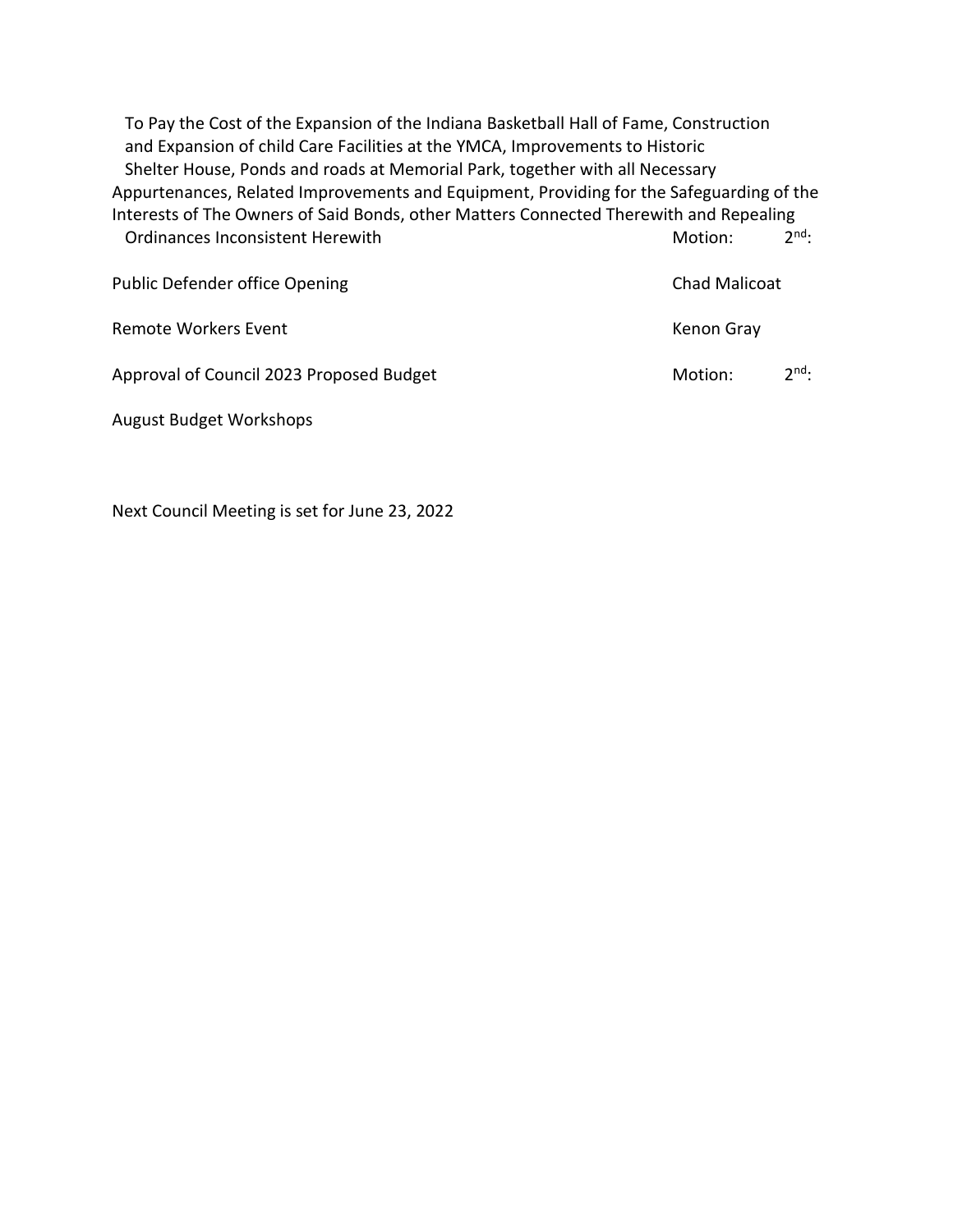To Pay the Cost of the Expansion of the Indiana Basketball Hall of Fame, Construction and Expansion of child Care Facilities at the YMCA, Improvements to Historic Shelter House, Ponds and roads at Memorial Park, together with all Necessary Appurtenances, Related Improvements and Equipment, Providing for the Safeguarding of the Interests of The Owners of Said Bonds, other Matters Connected Therewith and Repealing Ordinances Inconsistent Herewith Motion: 2nd:

Public Defender office Opening Chad Malicoat

Remote Workers Event Kenon Gray

Approval of Council 2023 Proposed Budget Motion: 2nd:

August Budget Workshops

Next Council Meeting is set for June 23, 2022